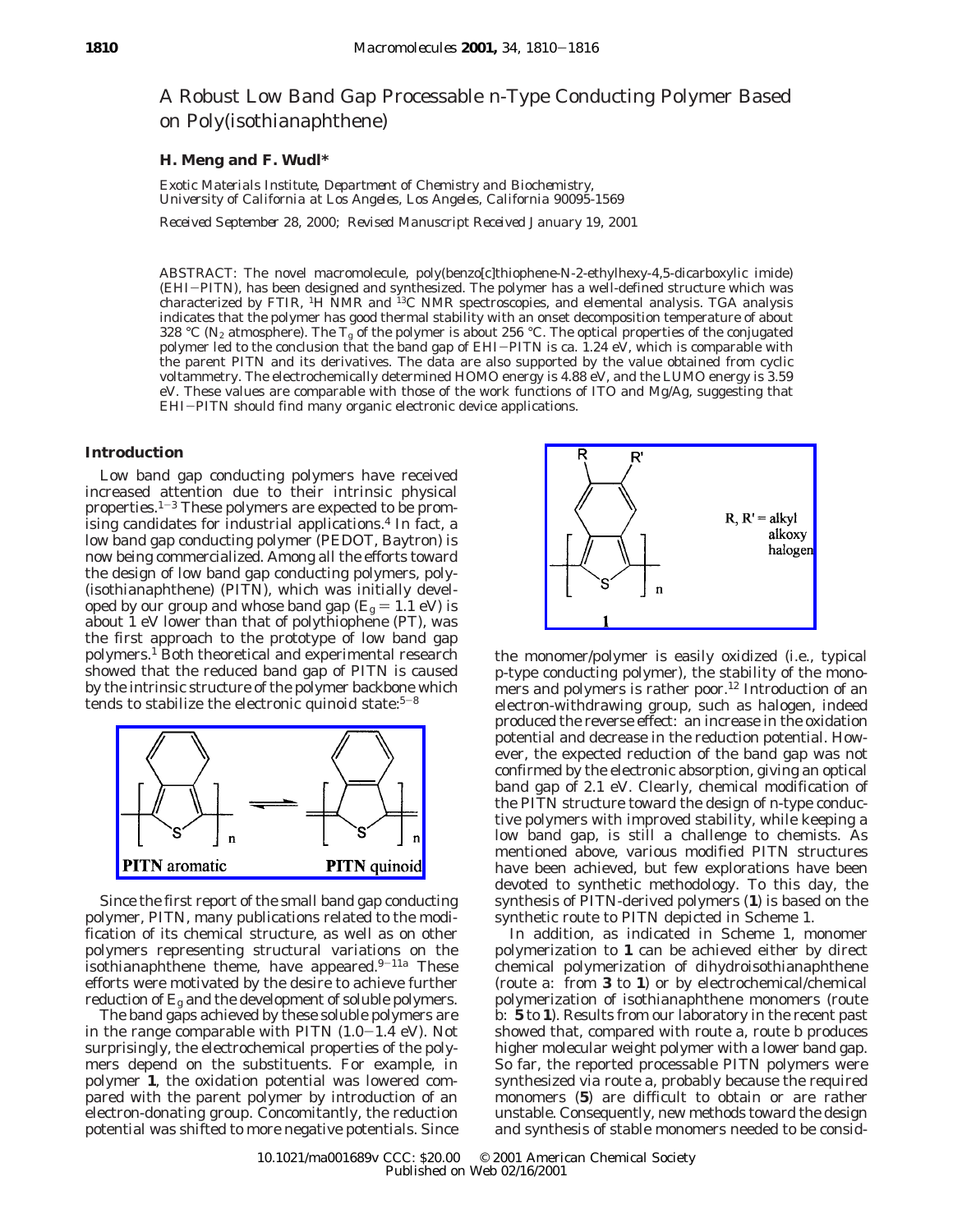# A Robust Low Band Gap Processable n-Type Conducting Polymer Based on Poly(isothianaphthene)

**H. Meng and F. Wudl***

*Exotic Materials Institute, Department of Chemistry and Biochemistry, University of California at Los Angeles, Los Angeles, California 90095-1569*

*Received September 28, 2000; Revised Manuscript Received January 19, 2001*

ABSTRACT: The novel macromolecule, poly(benzo[c]thiophene-N-2-ethylhexy-4,5-dicarboxylic imide) (EHI−PITN), has been designed and synthesized. The polymer has a well-defined structure which was characterized by FTIR, $^1H$ NMR and $^{13}C$ NMR spectroscopies, and elemental analysis. TGA analysis indicates that the polymer has good thermal stability with an onset decomposition temperature of about 328 °C ($N_2$ atmosphere). The $T_g$ of the polymer is about 256 °C. The optical properties of the conjugated polymer led to the conclusion that the band gap of EHI−PITN is ca. 1.24 eV, which is comparable with the parent PITN and its derivatives. The data are also supported by the value obtained from cyclic voltammetry. The electrochemically determined HOMO energy is 4.88 eV, and the LUMO energy is 3.59 eV. These values are comparable with those of the work functions of ITO and Mg/Ag, suggesting that EHI−PITN should find many organic electronic device applications.

## Introduction

Low band gap conducting polymers have received increased attention due to their intrinsic physical properties.[1−3] These polymers are expected to be promising candidates for industrial applications.[4] In fact, a low band gap conducting polymer (PEDOT, Baytron) is now being commercialized. Among all the efforts toward the design of low band gap conducting polymers, poly(isothianaphthene) (PITN), which was initially developed by our group and whose band gap ($E_g$ = 1.1 eV) is about 1 eV lower than that of polythiophene (PT), was the first approach to the prototype of low band gap polymers.[1] Both theoretical and experimental research showed that the reduced band gap of PITN is caused by the intrinsic structure of the polymer backbone which tends to stabilize the electronic quinoid state:[5−8]

PITN aromatic ⇌ PITN quinoid

Since the first report of the small band gap conducting polymer, PITN, many publications related to the modification of its chemical structure, as well as on other polymers representing structural variations on the isothianaphthene theme, have appeared.[9−11a] These efforts were motivated by the desire to achieve further reduction of $E_g$ and the development of soluble polymers.

The band gaps achieved by these soluble polymers are in the range comparable with PITN (1.0−1.4 eV). Not surprisingly, the electrochemical properties of the polymers depend on the substituents. For example, in polymer **1**, the oxidation potential was lowered compared with the parent polymer by introduction of an electron-donating group. Concomitantly, the reduction potential was shifted to more negative potentials. Since

R, R' = alkyl, alkoxy, halogen

**1**

the monomer/polymer is easily oxidized (i.e., typical p-type conducting polymer), the stability of the monomers and polymers is rather poor.[12] Introduction of an electron-withdrawing group, such as halogen, indeed produced the reverse effect: an increase in the oxidation potential and decrease in the reduction potential. However, the expected reduction of the band gap was not confirmed by the electronic absorption, giving an optical band gap of 2.1 eV. Clearly, chemical modification of the PITN structure toward the design of n-type conductive polymers with improved stability, while keeping a low band gap, is still a challenge to chemists. As mentioned above, various modified PITN structures have been achieved, but few explorations have been devoted to synthetic methodology. To this day, the synthesis of PITN-derived polymers (**1**) is based on the synthetic route to PITN depicted in Scheme 1.

In addition, as indicated in Scheme 1, monomer polymerization to **1** can be achieved either by direct chemical polymerization of dihydroisothianaphthene (route a: from **3** to **1**) or by electrochemical/chemical polymerization of isothianaphthene monomers (route b: **5** to **1**). Results from our laboratory in the recent past showed that, compared with route a, route b produces higher molecular weight polymer with a lower band gap. So far, the reported processable PITN polymers were synthesized via route a, probably because the required monomers (**5**) are difficult to obtain or are rather unstable. Consequently, new methods toward the design and synthesis of stable monomers needed to be consid-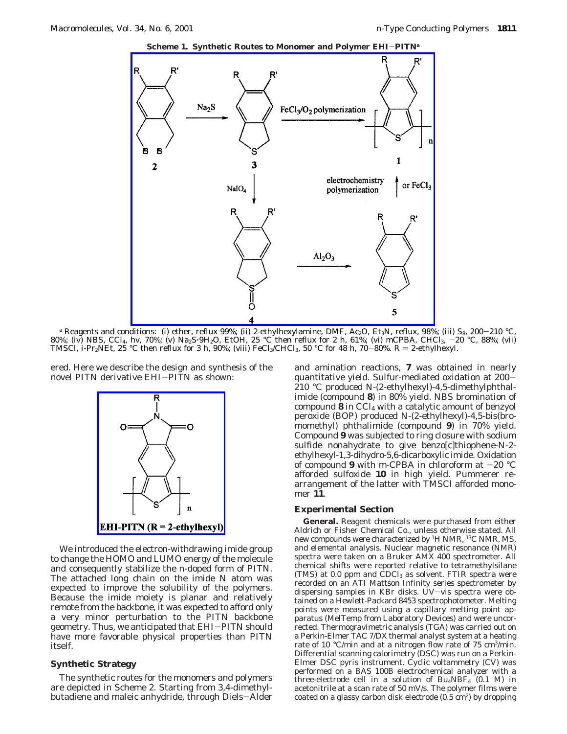**Scheme 1. Synthetic Routes to Monomer and Polymer EHI−PITN[a]**

[a] Reagents and conditions: (i) ether, reflux 99%; (ii) 2-ethylhexylamine, DMF, $Ac_2O$, $Et_3N$, reflux, 98%; (iii) $S_8$, 200−210 °C, 80%; (iv) NBS, $CCl_4$, hν, 70%; (v) $Na_2S{\cdot}9H_2O$, EtOH, 25 °C then reflux for 2 h, 61%; (vi) mCPBA, $CHCl_3$, −20 °C, 88%; (vii) TMSCl, i-$Pr_2$NEt, 25 °C then reflux for 3 h, 90%; (viii) $FeCl_3$/$CHCl_3$, 50 °C for 48 h, 70−80%. R = 2-ethylhexyl.

ered. Here we describe the design and synthesis of the novel PITN derivative EHI−PITN as shown:

**EHI-PITN (R = 2-ethylhexyl)**

We introduced the electron-withdrawing imide group to change the HOMO and LUMO energy of the molecule and consequently stabilize the n-doped form of PITN. The attached long chain on the imide N atom was expected to improve the solubility of the polymers. Because the imide moiety is planar and relatively remote from the backbone, it was expected to afford only a very minor perturbation to the PITN backbone geometry. Thus, we anticipated that EHI−PITN should have more favorable physical properties than PITN itself.

## Synthetic Strategy

The synthetic routes for the monomers and polymers are depicted in Scheme 2. Starting from 3,4-dimethylbutadiene and maleic anhydride, through Diels−Alder and amination reactions, **7** was obtained in nearly quantitative yield. Sulfur-mediated oxidation at 200−210 °C produced N-(2-ethylhexyl)-4,5-dimethylphthalimide (compound **8**) in 80% yield. NBS bromination of compound **8** in $CCl_4$ with a catalytic amount of benzyol peroxide (BOP) produced N-(2-ethylhexyl)-4,5-bis(bromomethyl) phthalimide (compound **9**) in 70% yield. Compound **9** was subjected to ring closure with sodium sulfide nonahydrate to give benzo[c]thiophene-N-2-ethylhexyl-1,3-dihydro-5,6-dicarboxylic imide. Oxidation of compound **9** with m-CPBA in chloroform at −20 °C afforded sulfoxide **10** in high yield. Pummerer rearrangement of the latter with TMSCl afforded monomer **11**.

## Experimental Section

**General.** Reagent chemicals were purchased from either Aldrich or Fisher Chemical Co., unless otherwise stated. All new compounds were characterized by $^{1}H$ NMR, $^{13}C$ NMR, MS, and elemental analysis. Nuclear magnetic resonance (NMR) spectra were taken on a Bruker AMX 400 spectrometer. All chemical shifts were reported relative to tetramethylsilane (TMS) at 0.0 ppm and $CDCl_3$ as solvent. FTIR spectra were recorded on an ATI Mattson Infinity series spectrometer by dispersing samples in KBr disks. UV−vis spectra were obtained on a Hewlett-Packard 8453 spectrophotometer. Melting points were measured using a capillary melting point apparatus (MelTemp from Laboratory Devices) and were uncorrected. Thermogravimetric analysis (TGA) was carried out on a Perkin-Elmer TAC 7/DX thermal analyst system at a heating rate of 10 °C/min and at a nitrogen flow rate of 75 $cm^3$/min. Differential scanning calorimetry (DSC) was run on a Perkin-Elmer DSC pyris instrument. Cyclic voltammetry (CV) was performed on a BAS 100B electrochemical analyzer with a three-electrode cell in a solution of $Bu_4NBF_4$ (0.1 M) in acetonitrile at a scan rate of 50 mV/s. The polymer films were coated on a glassy carbon disk electrode (0.5 $cm^2$) by dropping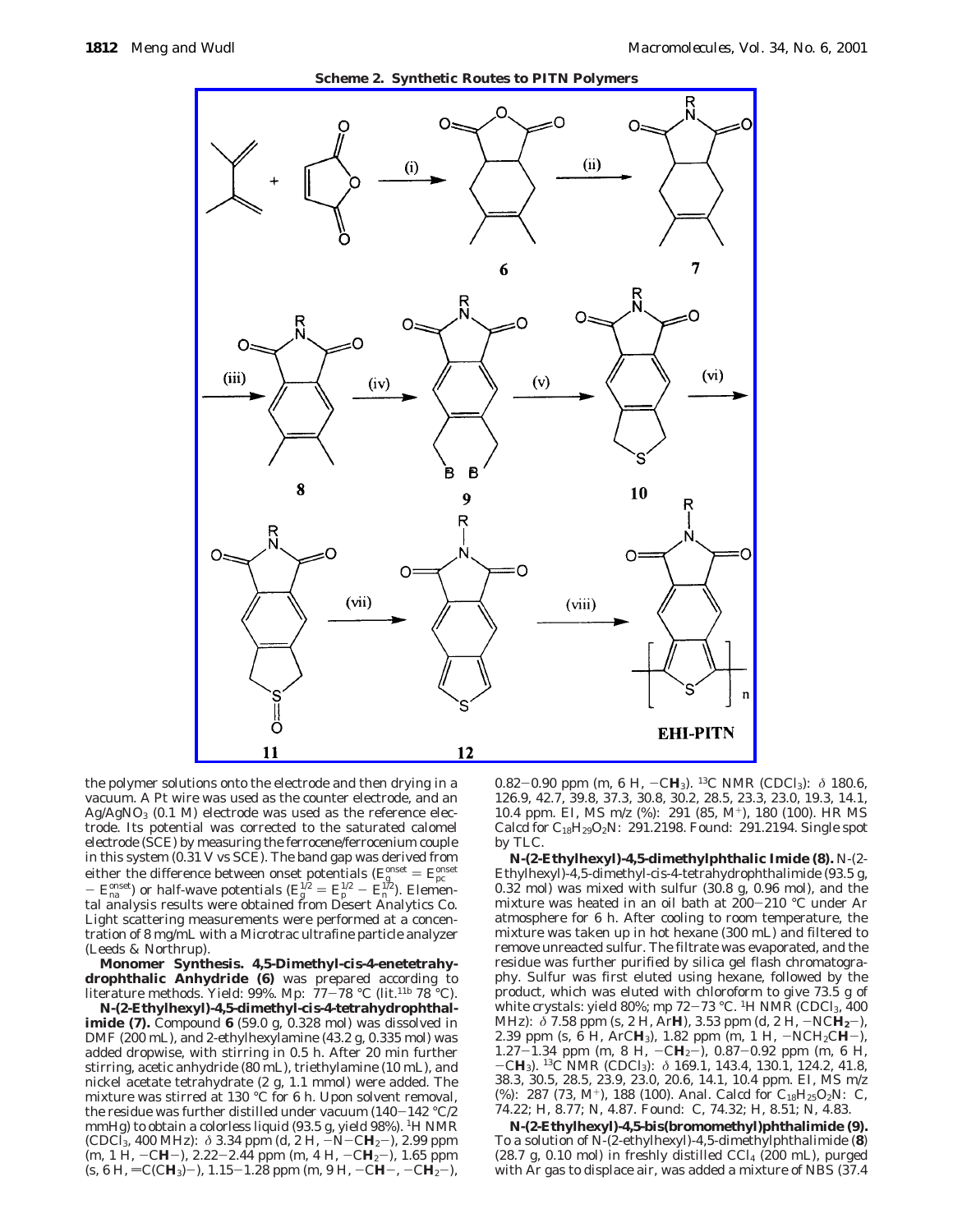**Scheme 2. Synthetic Routes to PITN Polymers**

the polymer solutions onto the electrode and then drying in a vacuum. A Pt wire was used as the counter electrode, and an $Ag/AgNO_3$ (0.1 M) electrode was used as the reference electrode. Its potential was corrected to the saturated calomel electrode (SCE) by measuring the ferrocene/ferrocenium couple in this system (0.31 V vs SCE). The band gap was derived from either the difference between onset potentials ($E_g^{onset} = E_{pc}^{onset} - E_{na}^{onset}$) or half-wave potentials ($E_g^{1/2} = E_p^{1/2} - E_n^{1/2}$). Elemental analysis results were obtained from Desert Analytics Co. Light scattering measurements were performed at a concentration of 8 mg/mL with a Microtrac ultrafine particle analyzer (Leeds & Northrup).

**Monomer Synthesis. 4,5-Dimethyl-cis-4-enetetrahydrophthalic Anhydride (6)** was prepared according to literature methods. Yield: 99%. Mp: 77–78 °C (lit.[11b] 78 °C).

**N-(2-Ethylhexyl)-4,5-dimethyl-cis-4-tetrahydrophthalimide (7).** Compound **6** (59.0 g, 0.328 mol) was dissolved in DMF (200 mL), and 2-ethylhexylamine (43.2 g, 0.335 mol) was added dropwise, with stirring in 0.5 h. After 20 min further stirring, acetic anhydride (80 mL), triethylamine (10 mL), and nickel acetate tetrahydrate (2 g, 1.1 mmol) were added. The mixture was stirred at 130 °C for 6 h. Upon solvent removal, the residue was further distilled under vacuum (140–142 °C/2 mmHg) to obtain a colorless liquid (93.5 g, yield 98%). $^1$H NMR ($CDCl_3$, 400 MHz): δ 3.34 ppm (d, 2 H, –N–C**H**$_2$–), 2.99 ppm (m, 1 H, –C**H**–), 2.22–2.44 ppm (m, 4 H, –C**H**$_2$–), 1.65 ppm (s, 6 H, =C(C**H**$_3$)–), 1.15–1.28 ppm (m, 9 H, –C**H**–, –C**H**$_2$–), 0.82–0.90 ppm (m, 6 H, –C**H**$_3$). $^{13}$C NMR ($CDCl_3$): δ 180.6, 126.9, 42.7, 39.8, 37.3, 30.8, 30.2, 28.5, 23.3, 23.0, 19.3, 14.1, 10.4 ppm. EI, MS m/z (%): 291 (85, M$^+$), 180 (100). HR MS Calcd for $C_{18}H_{29}O_2N$: 291.2198. Found: 291.2194. Single spot by TLC.

**N-(2-Ethylhexyl)-4,5-dimethylphthalic Imide (8).** N-(2-Ethylhexyl)-4,5-dimethyl-cis-4-tetrahydrophthalimide (93.5 g, 0.32 mol) was mixed with sulfur (30.8 g, 0.96 mol), and the mixture was heated in an oil bath at 200–210 °C under Ar atmosphere for 6 h. After cooling to room temperature, the mixture was taken up in hot hexane (300 mL) and filtered to remove unreacted sulfur. The filtrate was evaporated, and the residue was further purified by silica gel flash chromatography. Sulfur was first eluted using hexane, followed by the product, which was eluted with chloroform to give 73.5 g of white crystals: yield 80%; mp 72–73 °C. $^1$H NMR ($CDCl_3$, 400 MHz): δ 7.58 ppm (s, 2 H, Ar**H**), 3.53 ppm (d, 2 H, –NC**H$_2$**–), 2.39 ppm (s, 6 H, ArC**H**$_3$), 1.82 ppm (m, 1 H, –NCH$_2$C**H**–), 1.27–1.34 ppm (m, 8 H, –C**H**$_2$–), 0.87–0.92 ppm (m, 6 H, –C**H**$_3$). $^{13}$C NMR ($CDCl_3$): δ 169.1, 143.4, 130.1, 124.2, 41.8, 38.3, 30.5, 28.5, 23.9, 23.0, 20.6, 14.1, 10.4 ppm. EI, MS m/z (%): 287 (73, M$^+$), 188 (100). Anal. Calcd for $C_{18}H_{25}O_2N$: C, 74.22; H, 8.77; N, 4.87. Found: C, 74.32; H, 8.51; N, 4.83.

**N-(2-Ethylhexyl)-4,5-bis(bromomethyl)phthalimide (9).** To a solution of N-(2-ethylhexyl)-4,5-dimethylphthalimide (**8**) (28.7 g, 0.10 mol) in freshly distilled $CCl_4$ (200 mL), purged with Ar gas to displace air, was added a mixture of NBS (37.4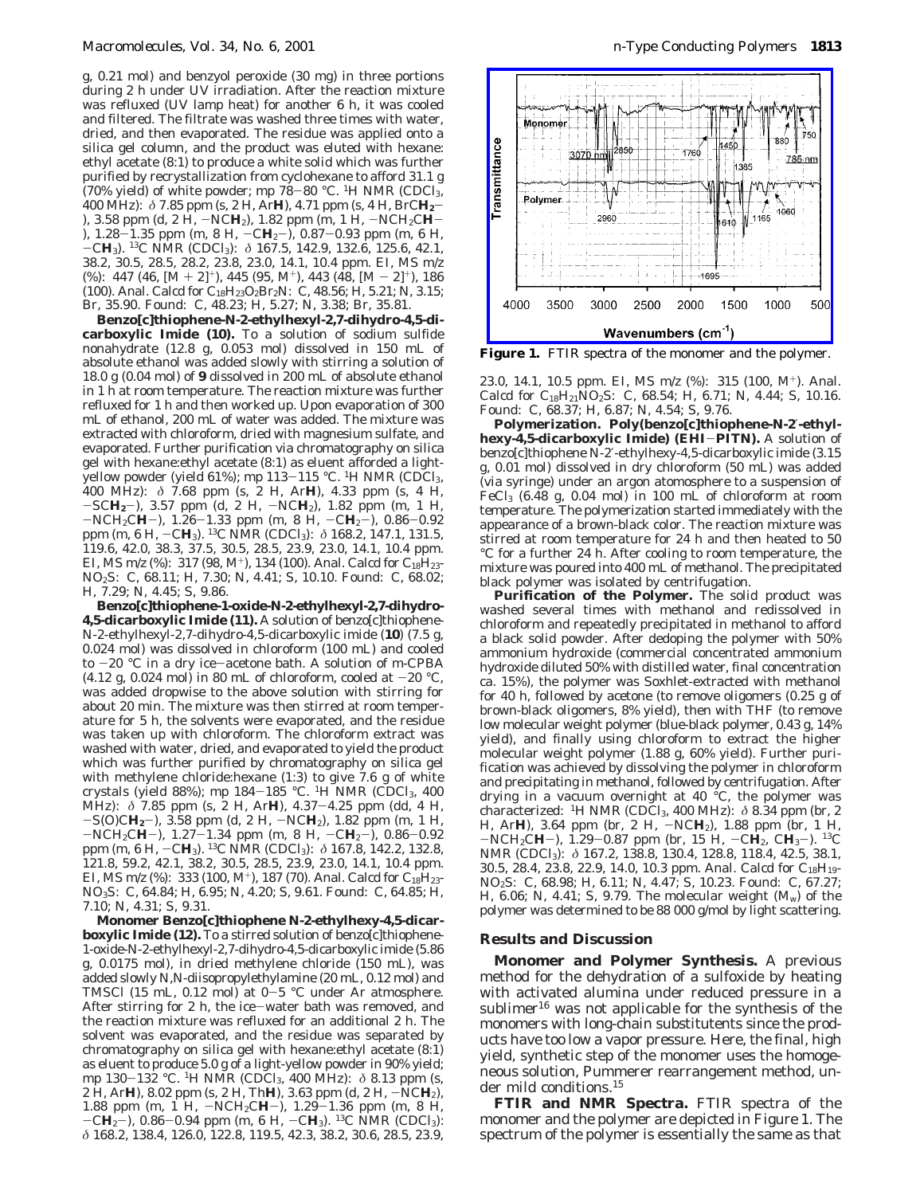g, 0.21 mol) and benzoyl peroxide (30 mg) in three portions during 2 h under UV irradiation. After the reaction mixture was refluxed (UV lamp heat) for another 6 h, it was cooled and filtered. The filtrate was washed three times with water, dried, and then evaporated. The residue was applied onto a silica gel column, and the product was eluted with hexane: ethyl acetate (8:1) to produce a white solid which was further purified by recrystallization from cyclohexane to afford 31.1 g (70% yield) of white powder; mp 78−80 °C. $^1$H NMR ($CDCl_3$, 400 MHz): δ 7.85 ppm (s, 2 H, Ar**H**), 4.71 ppm (s, 4 H, BrC**H**$_2$−), 3.58 ppm (d, 2 H, −NC**H**$_2$), 1.82 ppm (m, 1 H, −NCH$_2$C**H**−), 1.28−1.35 ppm (m, 8 H, −C**H**$_2$−), 0.87−0.93 ppm (m, 6 H, −C**H**$_3$). $^{13}$C NMR ($CDCl_3$): δ 167.5, 142.9, 132.6, 125.6, 42.1, 38.2, 30.5, 28.5, 28.2, 23.8, 23.0, 14.1, 10.4 ppm. EI, MS *m/z* (%): 447 (46, [M + 2]$^+$), 445 (95, M$^+$), 443 (48, [M − 2]$^+$), 186 (100). Anal. Calcd for $C_{18}H_{23}O_2Br_2N$: C, 48.56; H, 5.21; N, 3.15; Br, 35.90. Found: C, 48.23; H, 5.27; N, 3.38; Br, 35.81.

**Benzo[c]thiophene-N-2-ethylhexyl-2,7-dihydro-4,5-dicarboxylic Imide (10).** To a solution of sodium sulfide nonahydrate (12.8 g, 0.053 mol) dissolved in 150 mL of absolute ethanol was added slowly with stirring a solution of 18.0 g (0.04 mol) of **9** dissolved in 200 mL of absolute ethanol in 1 h at room temperature. The reaction mixture was further refluxed for 1 h and then worked up. Upon evaporation of 300 mL of ethanol, 200 mL of water was added. The mixture was extracted with chloroform, dried with magnesium sulfate, and evaporated. Further purification via chromatography on silica gel with hexane:ethyl acetate (8:1) as eluent afforded a light-yellow powder (yield 61%); mp 113−115 °C. $^1$H NMR ($CDCl_3$, 400 MHz): δ 7.68 ppm (s, 2 H, Ar**H**), 4.33 ppm (s, 4 H, −SC**H**$_2$−), 3.57 ppm (d, 2 H, −NC**H**$_2$), 1.82 ppm (m, 1 H, −NCH$_2$C**H**−), 1.26−1.33 ppm (m, 8 H, −C**H**$_2$−), 0.86−0.92 ppm (m, 6 H, −C**H**$_3$). $^{13}$C NMR ($CDCl_3$): δ 168.2, 147.1, 131.5, 119.6, 42.0, 38.3, 37.5, 30.5, 28.5, 23.9, 23.0, 14.1, 10.4 ppm. EI, MS *m/z* (%): 317 (98, M$^+$), 134 (100). Anal. Calcd for $C_{18}H_{23}NO_2S$: C, 68.11; H, 7.30; N, 4.41; S, 10.10. Found: C, 68.02; H, 7.29; N, 4.45; S, 9.86.

**Benzo[c]thiophene-1-oxide-N-2-ethylhexyl-2,7-dihydro-4,5-dicarboxylic Imide (11).** A solution of benzo[c]thiophene-N-2-ethylhexyl-2,7-dihydro-4,5-dicarboxylic imide (**10**) (7.5 g, 0.024 mol) was dissolved in chloroform (100 mL) and cooled to −20 °C in a dry ice−acetone bath. A solution of m-CPBA (4.12 g, 0.024 mol) in 80 mL of chloroform, cooled at −20 °C, was added dropwise to the above solution with stirring for about 20 min. The mixture was then stirred at room temperature for 5 h, the solvents were evaporated, and the residue was taken up with chloroform. The chloroform extract was washed with water, dried, and evaporated to yield the product which was further purified by chromatography on silica gel with methylene chloride:hexane (1:3) to give 7.6 g of white crystals (yield 88%); mp 184−185 °C. $^1$H NMR ($CDCl_3$, 400 MHz): δ 7.85 ppm (s, 2 H, Ar**H**), 4.37−4.25 ppm (dd, 4 H, −S(O)C**H**$_2$−), 3.58 ppm (d, 2 H, −NC**H**$_2$), 1.82 ppm (m, 1 H, −NCH$_2$C**H**−), 1.27−1.34 ppm (m, 8 H, −C**H**$_2$−), 0.86−0.92 ppm (m, 6 H, −C**H**$_3$). $^{13}$C NMR ($CDCl_3$): δ 167.8, 142.2, 132.8, 121.8, 59.2, 42.1, 38.2, 30.5, 28.5, 23.9, 23.0, 14.1, 10.4 ppm. EI, MS *m/z* (%): 333 (100, M$^+$), 187 (70). Anal. Calcd for $C_{18}H_{23}NO_3S$: C, 64.84; H, 6.95; N, 4.20; S, 9.61. Found: C, 64.85; H, 7.10; N, 4.31; S, 9.31.

**Monomer Benzo[c]thiophene N-2-ethylhexy-4,5-dicarboxylic Imide (12).** To a stirred solution of benzo[c]thiophene-1-oxide-N-2-ethylhexyl-2,7-dihydro-4,5-dicarboxylic imide (5.86 g, 0.0175 mol), in dried methylene chloride (150 mL), was added slowly N,N-diisopropylethylamine (20 mL, 0.12 mol) and TMSCl (15 mL, 0.12 mol) at 0−5 °C under Ar atmosphere. After stirring for 2 h, the ice−water bath was removed, and the reaction mixture was refluxed for an additional 2 h. The solvent was evaporated, and the residue was separated by chromatography on silica gel with hexane:ethyl acetate (8:1) as eluent to produce 5.0 g of a light-yellow powder in 90% yield; mp 130−132 °C. $^1$H NMR ($CDCl_3$, 400 MHz): δ 8.13 ppm (s, 2 H, Ar**H**), 8.02 ppm (s, 2 H, Th**H**), 3.63 ppm (d, 2 H, −NC**H**$_2$), 1.88 ppm (m, 1 H, −NCH$_2$C**H**−), 1.29−1.36 ppm (m, 8 H, −C**H**$_2$−), 0.86−0.94 ppm (m, 6 H, −C**H**$_3$). $^{13}$C NMR ($CDCl_3$): δ 168.2, 138.4, 126.0, 122.8, 119.5, 42.3, 38.2, 30.6, 28.5, 23.9, 23.0, 14.1, 10.5 ppm. EI, MS *m/z* (%): 315 (100, M$^+$). Anal. Calcd for $C_{18}H_{21}NO_2S$: C, 68.54; H, 6.71; N, 4.44; S, 10.16. Found: C, 68.37; H, 6.87; N, 4.54; S, 9.76.

**Figure 1.** FTIR spectra of the monomer and the polymer.

**Polymerization. Poly(benzo[c]thiophene-N-2′-ethylhexy-4,5-dicarboxylic Imide) (EHI−PITN).** A solution of benzo[c]thiophene N-2′-ethylhexy-4,5-dicarboxylic imide (3.15 g, 0.01 mol) dissolved in dry chloroform (50 mL) was added (via syringe) under an argon atomosphere to a suspension of $FeCl_3$ (6.48 g, 0.04 mol) in 100 mL of chloroform at room temperature. The polymerization started immediately with the appearance of a brown-black color. The reaction mixture was stirred at room temperature for 24 h and then heated to 50 °C for a further 24 h. After cooling to room temperature, the mixture was poured into 400 mL of methanol. The precipitated black polymer was isolated by centrifugation.

**Purification of the Polymer.** The solid product was washed several times with methanol and redissolved in chloroform and repeatedly precipitated in methanol to afford a black solid powder. After dedoping the polymer with 50% ammonium hydroxide (commercial concentrated ammonium hydroxide diluted 50% with distilled water, final concentration ca. 15%), the polymer was Soxhlet-extracted with methanol for 40 h, followed by acetone (to remove oligomers (0.25 g of brown-black oligomers, 8% yield), then with THF (to remove low molecular weight polymer (blue-black polymer, 0.43 g, 14% yield), and finally using chloroform to extract the higher molecular weight polymer (1.88 g, 60% yield). Further purification was achieved by dissolving the polymer in chloroform and precipitating in methanol, followed by centrifugation. After drying in a vacuum overnight at 40 °C, the polymer was characterized: $^1$H NMR ($CDCl_3$, 400 MHz): δ 8.34 ppm (br, 2 H, Ar**H**), 3.64 ppm (br, 2 H, −NC**H**$_2$), 1.88 ppm (br, 1 H, −NCH$_2$C**H**−), 1.29−0.87 ppm (br, 15 H, −C**H**$_2$, C**H**$_3$−). $^{13}$C NMR ($CDCl_3$): δ 167.2, 138.8, 130.4, 128.8, 118.4, 42.5, 38.1, 30.5, 28.4, 23.8, 22.9, 14.0, 10.3 ppm. Anal. Calcd for $C_{18}H_{19}NO_2S$: C, 68.98; H, 6.11; N, 4.47; S, 10.23. Found: C, 67.27; H, 6.06; N, 4.41; S, 9.79. The molecular weight ($M_w$) of the polymer was determined to be 88 000 g/mol by light scattering.

## Results and Discussion

**Monomer and Polymer Synthesis.** A previous method for the dehydration of a sulfoxide by heating with activated alumina under reduced pressure in a sublimer[16] was not applicable for the synthesis of the monomers with long-chain substitutents since the products have too low a vapor pressure. Here, the final, high yield, synthetic step of the monomer uses the homogeneous solution, Pummerer rearrangement method, under mild conditions.[15]

**FTIR and NMR Spectra.** FTIR spectra of the monomer and the polymer are depicted in Figure 1. The spectrum of the polymer is essentially the same as that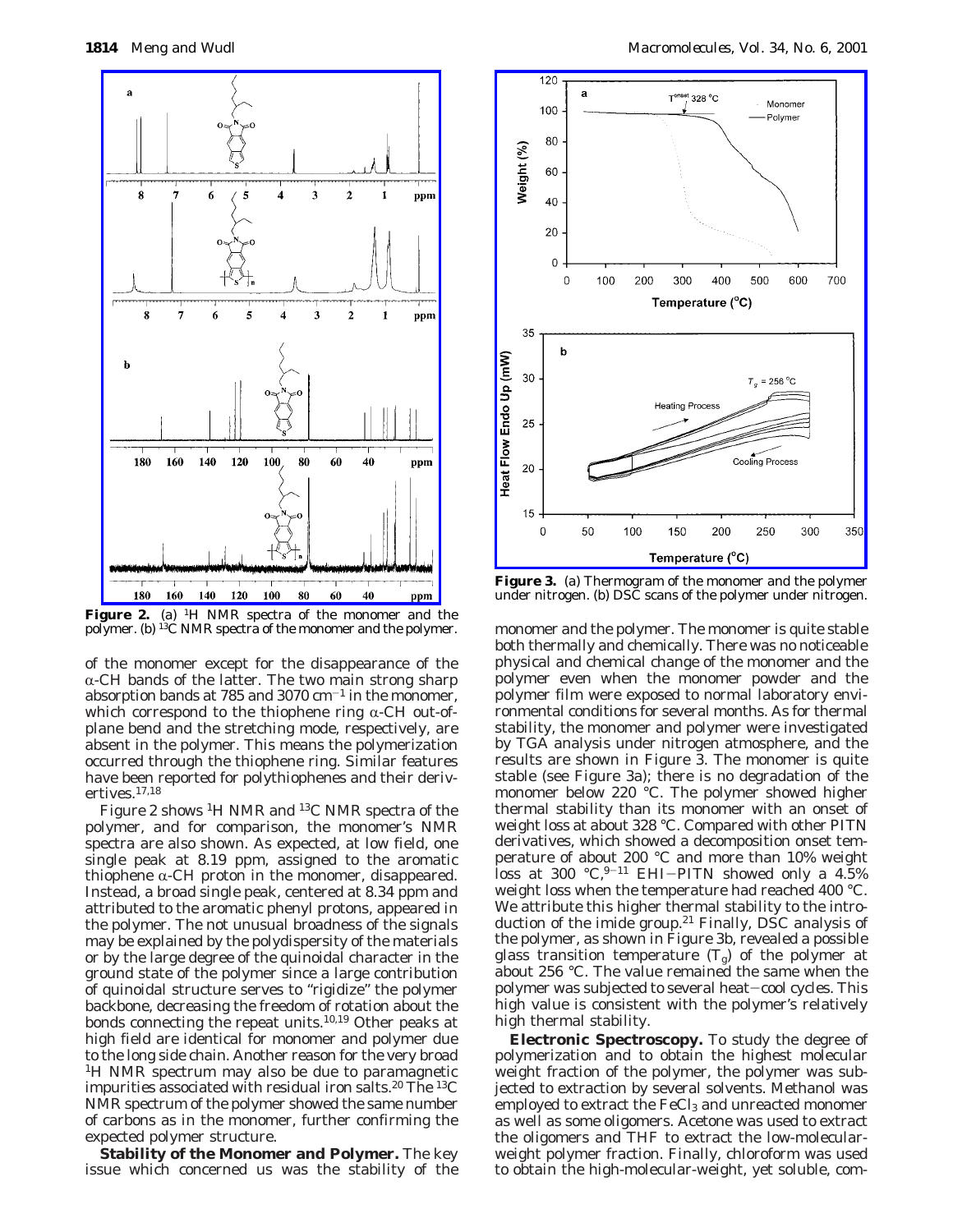**Figure 2.** (a) $^1$H NMR spectra of the monomer and the polymer. (b) $^{13}$C NMR spectra of the monomer and the polymer.

of the monomer except for the disappearance of the α-CH bands of the latter. The two main strong sharp absorption bands at 785 and 3070 cm$^{-1}$ in the monomer, which correspond to the thiophene ring α-CH out-of-plane bend and the stretching mode, respectively, are absent in the polymer. This means the polymerization occurred through the thiophene ring. Similar features have been reported for polythiophenes and their derivertives.[17,18]

Figure 2 shows $^1$H NMR and $^{13}$C NMR spectra of the polymer, and for comparison, the monomer's NMR spectra are also shown. As expected, at low field, one single peak at 8.19 ppm, assigned to the aromatic thiophene α-CH proton in the monomer, disappeared. Instead, a broad single peak, centered at 8.34 ppm and attributed to the aromatic phenyl protons, appeared in the polymer. The not unusual broadness of the signals may be explained by the polydispersity of the materials or by the large degree of the quinoidal character in the ground state of the polymer since a large contribution of quinoidal structure serves to "rigidize" the polymer backbone, decreasing the freedom of rotation about the bonds connecting the repeat units.[10,19] Other peaks at high field are identical for monomer and polymer due to the long side chain. Another reason for the very broad $^1$H NMR spectrum may also be due to paramagnetic impurities associated with residual iron salts.[20] The $^{13}$C NMR spectrum of the polymer showed the same number of carbons as in the monomer, further confirming the expected polymer structure.

**Stability of the Monomer and Polymer.** The key issue which concerned us was the stability of the monomer and the polymer. The monomer is quite stable both thermally and chemically. There was no noticeable physical and chemical change of the monomer and the polymer even when the monomer powder and the polymer film were exposed to normal laboratory environmental conditions for several months. As for thermal stability, the monomer and polymer were investigated by TGA analysis under nitrogen atmosphere, and the results are shown in Figure 3. The monomer is quite stable (see Figure 3a); there is no degradation of the monomer below 220 °C. The polymer showed higher thermal stability than its monomer with an onset of weight loss at about 328 °C. Compared with other PITN derivatives, which showed a decomposition onset temperature of about 200 °C and more than 10% weight loss at 300 °C,[9-11] EHI–PITN showed only a 4.5% weight loss when the temperature had reached 400 °C. We attribute this higher thermal stability to the introduction of the imide group.[21] Finally, DSC analysis of the polymer, as shown in Figure 3b, revealed a possible glass transition temperature ($T_g$) of the polymer at about 256 °C. The value remained the same when the polymer was subjected to several heat–cool cycles. This high value is consistent with the polymer's relatively high thermal stability.

**Figure 3.** (a) Thermogram of the monomer and the polymer under nitrogen. (b) DSC scans of the polymer under nitrogen.

**Electronic Spectroscopy.** To study the degree of polymerization and to obtain the highest molecular weight fraction of the polymer, the polymer was subjected to extraction by several solvents. Methanol was employed to extract the $FeCl_3$ and unreacted monomer as well as some oligomers. Acetone was used to extract the oligomers and THF to extract the low-molecular-weight polymer fraction. Finally, chloroform was used to obtain the high-molecular-weight, yet soluble, com-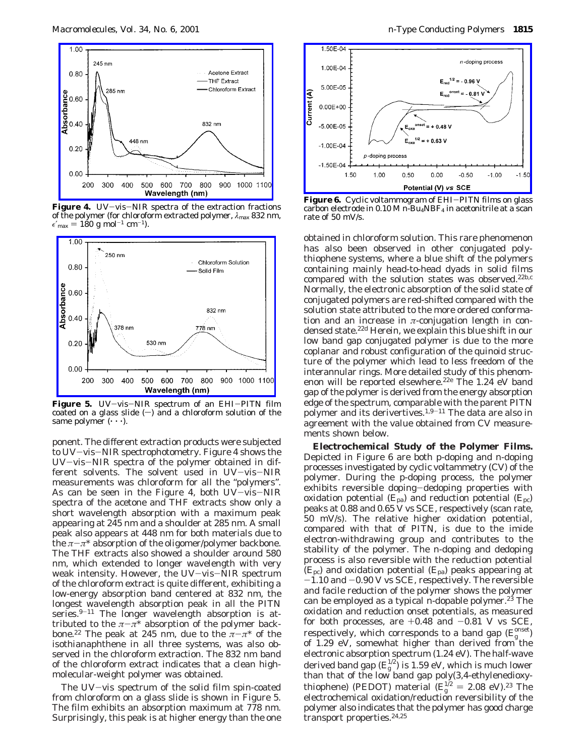**Figure 4.** UV–vis–NIR spectra of the extraction fractions of the polymer (for chloroform extracted polymer, $\lambda_{max}$ 832 nm, $\epsilon'_{max}$ = 180 g mol$^{-1}$ cm$^{-1}$).

**Figure 5.** UV–vis–NIR spectrum of an EHI–PITN film coated on a glass slide (—) and a chloroform solution of the same polymer (···).

**Figure 6.** Cyclic voltammogram of EHI–PITN films on glass carbon electrode in 0.10 M n-$Bu_4NBF_4$ in acetonitrile at a scan rate of 50 mV/s.

ponent. The different extraction products were subjected to UV–vis–NIR spectrophotometry. Figure 4 shows the UV–vis–NIR spectra of the polymer obtained in different solvents. The solvent used in UV–vis–NIR measurements was chloroform for all the "polymers". As can be seen in the Figure 4, both UV–vis–NIR spectra of the acetone and THF extracts show only a short wavelength absorption with a maximum peak appearing at 245 nm and a shoulder at 285 nm. A small peak also appears at 448 nm for both materials due to the $\pi-\pi^*$ absorption of the oligomer/polymer backbone. The THF extracts also showed a shoulder around 580 nm, which extended to longer wavelength with very weak intensity. However, the UV–vis–NIR spectrum of the chloroform extract is quite different, exhibiting a low-energy absorption band centered at 832 nm, the longest wavelength absorption peak in all the PITN series.[9-11] The longer wavelength absorption is attributed to the $\pi-\pi^*$ absorption of the polymer backbone.[22] The peak at 245 nm, due to the $\pi-\pi^*$ of the isothianaphthene in all three systems, was also observed in the chloroform extraction. The 832 nm band of the chloroform extract indicates that a clean high-molecular-weight polymer was obtained.

The UV–vis spectrum of the solid film spin-coated from chloroform on a glass slide is shown in Figure 5. The film exhibits an absorption maximum at 778 nm. Surprisingly, this peak is at higher energy than the one obtained in chloroform solution. This rare phenomenon has also been observed in other conjugated polythiophene systems, where a blue shift of the polymers containing mainly head-to-head dyads in solid films compared with the solution states was observed.[22b,c] Normally, the electronic absorption of the solid state of conjugated polymers are red-shifted compared with the solution state attributed to the more ordered conformation and an increase in $\pi$-conjugation length in condensed state.[22d] Herein, we explain this blue shift in our low band gap conjugated polymer is due to the more coplanar and robust configuration of the quinoid structure of the polymer which lead to less freedom of the interannular rings. More detailed study of this phenomenon will be reported elsewhere.[22e] The 1.24 eV band gap of the polymer is derived from the energy absorption edge of the spectrum, comparable with the parent PITN polymer and its derivertives.[1,9-11] The data are also in agreement with the value obtained from CV measurements shown below.

**Electrochemical Study of the Polymer Films.** Depicted in Figure 6 are both p-doping and n-doping processes investigated by cyclic voltammetry (CV) of the polymer. During the p-doping process, the polymer exhibits reversible doping–dedoping properties with oxidation potential ($E_{pa}$) and reduction potential ($E_{pc}$) peaks at 0.88 and 0.65 V vs SCE, respectively (scan rate, 50 mV/s). The relative higher oxidation potential, compared with that of PITN, is due to the imide electron-withdrawing group and contributes to the stability of the polymer. The n-doping and dedoping process is also reversible with the reduction potential ($E_{pc}$) and oxidation potential ($E_{pa}$) peaks appearing at −1.10 and −0.90 V vs SCE, respectively. The reversible and facile reduction of the polymer shows the polymer can be employed as a typical n-dopable polymer.[23] The oxidation and reduction onset potentials, as measured for both processes, are +0.48 and −0.81 V vs SCE, respectively, which corresponds to a band gap ($E_g^{onset}$) of 1.29 eV, somewhat higher than derived from the electronic absorption spectrum (1.24 eV). The half-wave derived band gap ($E_g^{1/2}$) is 1.59 eV, which is much lower than that of the low band gap poly(3,4-ethylenedioxythiophene) (PEDOT) material ($E_g^{1/2}$ = 2.08 eV).[23] The electrochemical oxidation/reduction reversibility of the polymer also indicates that the polymer has good charge transport properties.[24,25]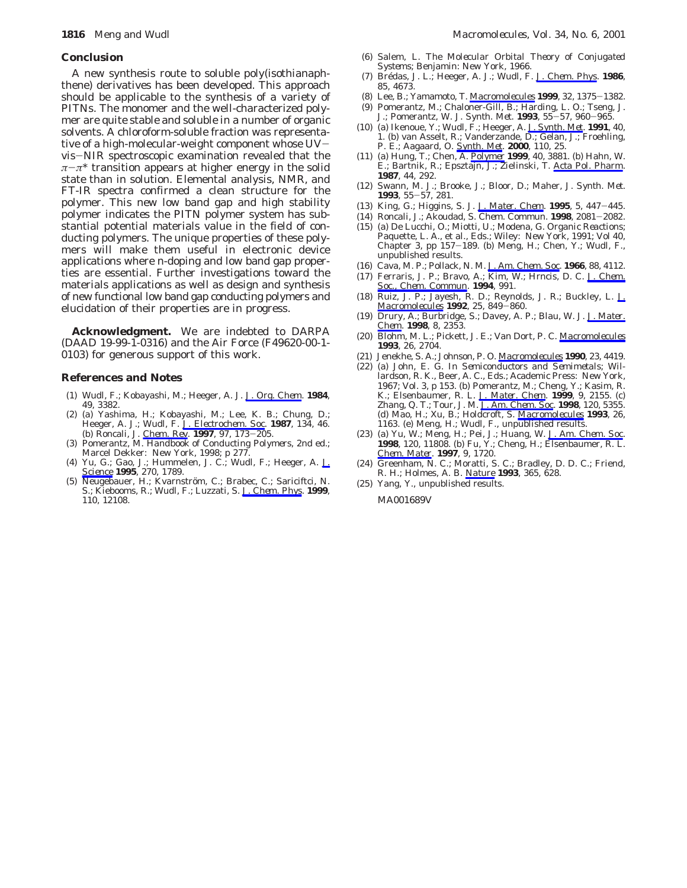## Conclusion

A new synthesis route to soluble poly(isothianaphthene) derivatives has been developed. This approach should be applicable to the synthesis of a variety of PITNs. The monomer and the well-characterized polymer are quite stable and soluble in a number of organic solvents. A chloroform-soluble fraction was representative of a high-molecular-weight component whose UV−vis−NIR spectroscopic examination revealed that the $\pi-\pi^*$ transition appears at higher energy in the solid state than in solution. Elemental analysis, NMR, and FT-IR spectra confirmed a clean structure for the polymer. This new low band gap and high stability polymer indicates the PITN polymer system has substantial potential materials value in the field of conducting polymers. The unique properties of these polymers will make them useful in electronic device applications where n-doping and low band gap properties are essential. Further investigations toward the materials applications as well as design and synthesis of new functional low band gap conducting polymers and elucidation of their properties are in progress.

**Acknowledgment.** We are indebted to DARPA (DAAD 19-99-1-0316) and the Air Force (F49620-00-1-0103) for generous support of this work.

## References and Notes

(1) Wudl, F.; Kobayashi, M.; Heeger, A. J. *J. Org. Chem.* **1984**, 49, 3382.
(2) (a) Yashima, H.; Kobayashi, M.; Lee, K. B.; Chung, D.; Heeger, A. J.; Wudl, F. *J. Electrochem. Soc.* **1987**, 134, 46. (b) Roncali, J. *Chem. Rev.* **1997**, 97, 173−205.
(3) Pomerantz, M. Handbook of Conducting Polymers, 2nd ed.; Marcel Dekker: New York, 1998; p 277.
(4) Yu, G.; Gao, J.; Hummelen, J. C.; Wudl, F.; Heeger, A. J. *Science* **1995**, 270, 1789.
(5) Neugebauer, H.; Kvarnström, C.; Brabec, C.; Sariciftci, N. S.; Kiebooms, R.; Wudl, F.; Luzzati, S. *J. Chem. Phys.* **1999**, 110, 12108.
(6) Salem, L. *The Molecular Orbital Theory of Conjugated Systems*; Benjamin: New York, 1966.
(7) Brédas, J. L.; Heeger, A. J.; Wudl, F. *J. Chem. Phys.* **1986**, 85, 4673.
(8) Lee, B.; Yamamoto, T. *Macromolecules* **1999**, 32, 1375−1382.
(9) Pomerantz, M.; Chaloner-Gill, B.; Harding, L. O.; Tseng, J. J.; Pomerantz, W. J. *Synth. Met.* **1993**, 55−57, 960−965.
(10) (a) Ikenoue, Y.; Wudl, F.; Heeger, A. J. *Synth. Met.* **1991**, 40, 1. (b) van Asselt, R.; Vanderzande, D.; Gelan, J.; Froehling, P. E.; Aagaard, O. *Synth. Met.* **2000**, 110, 25.
(11) (a) Hung, T.; Chen, A. *Polymer* **1999**, 40, 3881. (b) Hahn, W. E.; Bartnik, R.; Epsztajn, J.; Zielinski, T. *Acta Pol. Pharm.* **1987**, 44, 292.
(12) Swann, M. J.; Brooke, J.; Bloor, D.; Maher, J. *Synth. Met.* **1993**, 55−57, 281.
(13) King, G.; Higgins, S. J. *J. Mater. Chem.* **1995**, 5, 447−445.
(14) Roncali, J.; Akoudad, S. *Chem. Commun.* **1998**, 2081−2082.
(15) (a) De Lucchi, O.; Miotti, U.; Modena, G. Organic Reactions; Paquette, L. A., et al., Eds.; Wiley: New York, 1991; Vol 40, Chapter 3, pp 157−189. (b) Meng, H.; Chen, Y.; Wudl, F., unpublished results.
(16) Cava, M. P.; Pollack, N. M. *J. Am. Chem. Soc.* **1966**, 88, 4112.
(17) Ferraris, J. P.; Bravo, A.; Kim, W.; Hrncis, D. C. *J. Chem. Soc., Chem. Commun.* **1994**, 991.
(18) Ruiz, J. P.; Jayesh, R. D.; Reynolds, J. R.; Buckley, L. J. *Macromolecules* **1992**, 25, 849−860.
(19) Drury, A.; Burbridge, S.; Davey, A. P.; Blau, W. J. *J. Mater. Chem.* **1998**, 8, 2353.
(20) Blohm, M. L.; Pickett, J. E.; Van Dort, P. C. *Macromolecules* **1993**, 26, 2704.
(21) Jenekhe, S. A.; Johnson, P. O. *Macromolecules* **1990**, 23, 4419.
(22) (a) John, E. G. In *Semiconductors and Semimetals*; Willardson, R. K., Beer, A. C., Eds.; Academic Press: New York, 1967; Vol. 3, p 153. (b) Pomerantz, M.; Cheng, Y.; Kasim, R. K.; Elsenbaumer, R. L. *J. Mater. Chem.* **1999**, 9, 2155. (c) Zhang, Q. T.; Tour, J. M. *J. Am. Chem. Soc.* **1998**, 120, 5355. (d) Mao, H.; Xu, B.; Holdcroft, S. *Macromolecules* **1993**, 26, 1163. (e) Meng, H.; Wudl, F., unpublished results.
(23) (a) Yu, W.; Meng, H.; Pei, J.; Huang, W. *J. Am. Chem. Soc.* **1998**, 120, 11808. (b) Fu, Y.; Cheng, H.; Elsenbaumer, R. L. *Chem. Mater.* **1997**, 9, 1720.
(24) Greenham, N. C.; Moratti, S. C.; Bradley, D. D. C.; Friend, R. H.; Holmes, A. B. *Nature* **1993**, 365, 628.
(25) Yang, Y., unpublished results.

MA001689V